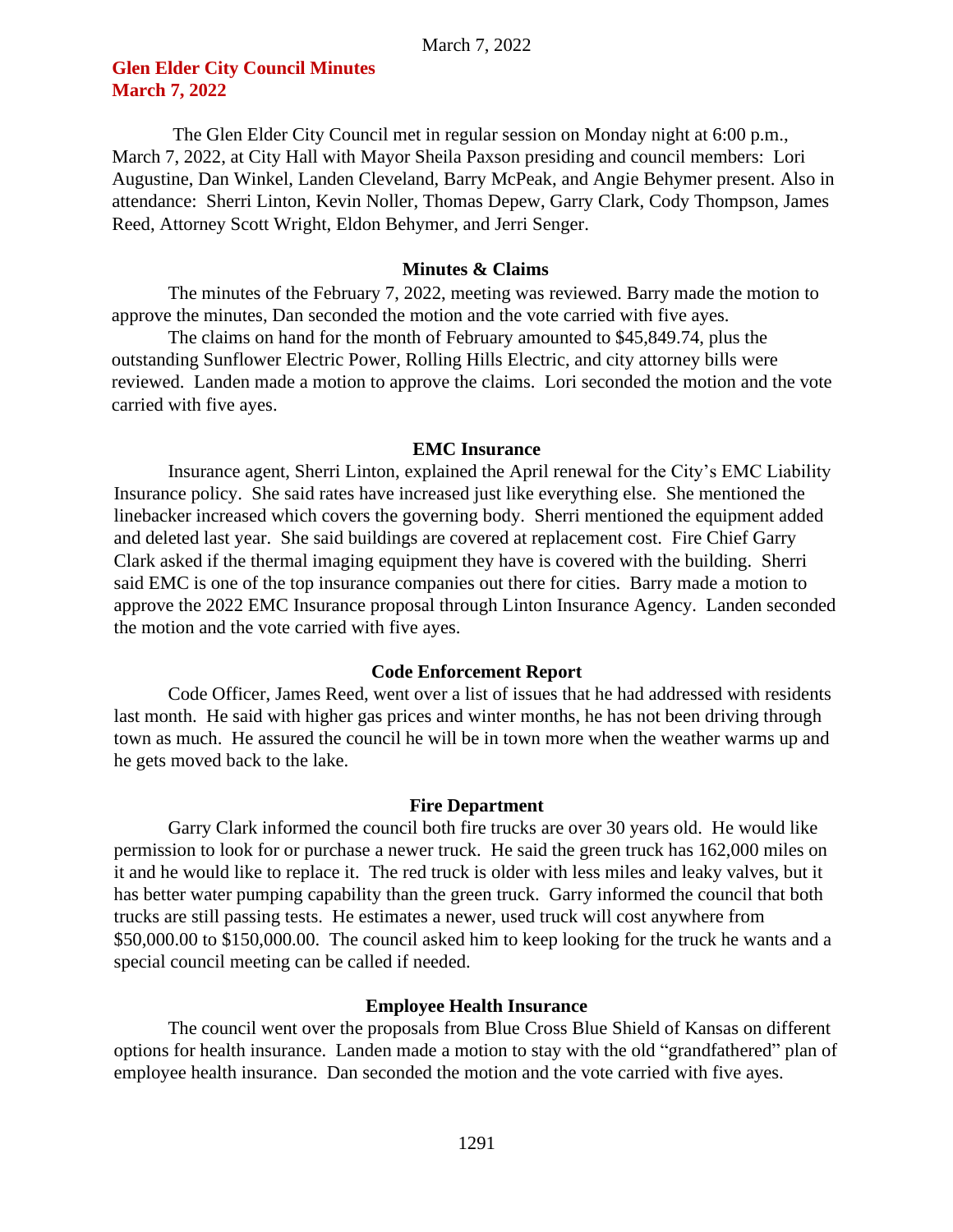# Glen Elder City Council Minutes
# March 7, 2022

The Glen Elder City Council met in regular session on Monday night at 6:00 p.m., March 7, 2022, at City Hall with Mayor Sheila Paxson presiding and council members: Lori Augustine, Dan Winkel, Landen Cleveland, Barry McPeak, and Angie Behymer present. Also in attendance: Sherri Linton, Kevin Noller, Thomas Depew, Garry Clark, Cody Thompson, James Reed, Attorney Scott Wright, Eldon Behymer, and Jerri Senger.

## Minutes & Claims

The minutes of the February 7, 2022, meeting was reviewed. Barry made the motion to approve the minutes, Dan seconded the motion and the vote carried with five ayes.

The claims on hand for the month of February amounted to $45,849.74, plus the outstanding Sunflower Electric Power, Rolling Hills Electric, and city attorney bills were reviewed. Landen made a motion to approve the claims. Lori seconded the motion and the vote carried with five ayes.

## EMC Insurance

Insurance agent, Sherri Linton, explained the April renewal for the City's EMC Liability Insurance policy. She said rates have increased just like everything else. She mentioned the linebacker increased which covers the governing body. Sherri mentioned the equipment added and deleted last year. She said buildings are covered at replacement cost. Fire Chief Garry Clark asked if the thermal imaging equipment they have is covered with the building. Sherri said EMC is one of the top insurance companies out there for cities. Barry made a motion to approve the 2022 EMC Insurance proposal through Linton Insurance Agency. Landen seconded the motion and the vote carried with five ayes.

## Code Enforcement Report

Code Officer, James Reed, went over a list of issues that he had addressed with residents last month. He said with higher gas prices and winter months, he has not been driving through town as much. He assured the council he will be in town more when the weather warms up and he gets moved back to the lake.

## Fire Department

Garry Clark informed the council both fire trucks are over 30 years old. He would like permission to look for or purchase a newer truck. He said the green truck has 162,000 miles on it and he would like to replace it. The red truck is older with less miles and leaky valves, but it has better water pumping capability than the green truck. Garry informed the council that both trucks are still passing tests. He estimates a newer, used truck will cost anywhere from $50,000.00 to $150,000.00. The council asked him to keep looking for the truck he wants and a special council meeting can be called if needed.

## Employee Health Insurance

The council went over the proposals from Blue Cross Blue Shield of Kansas on different options for health insurance. Landen made a motion to stay with the old "grandfathered" plan of employee health insurance. Dan seconded the motion and the vote carried with five ayes.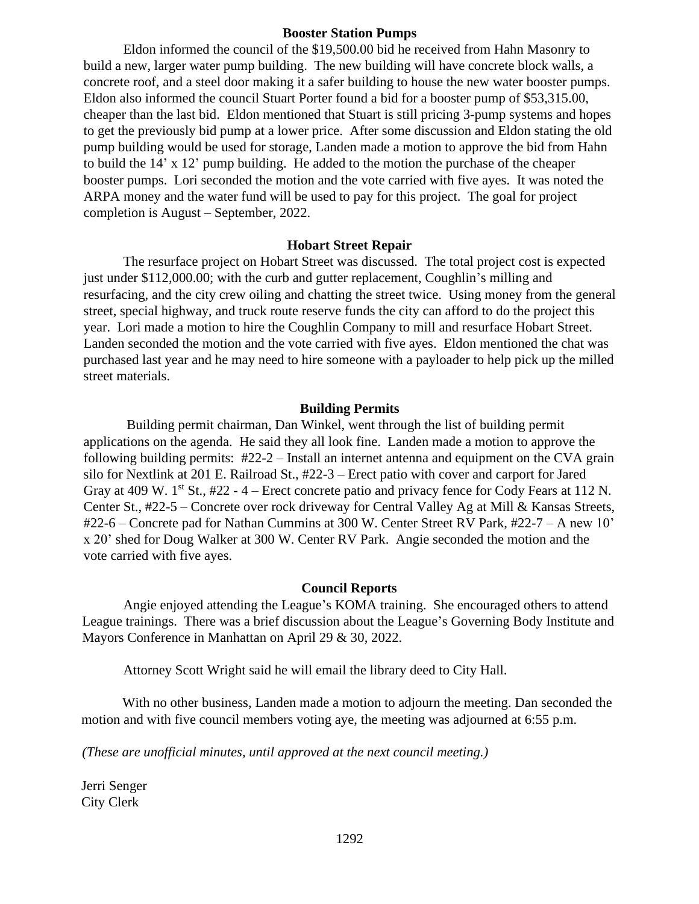### Booster Station Pumps

Eldon informed the council of the $19,500.00 bid he received from Hahn Masonry to build a new, larger water pump building. The new building will have concrete block walls, a concrete roof, and a steel door making it a safer building to house the new water booster pumps. Eldon also informed the council Stuart Porter found a bid for a booster pump of $53,315.00, cheaper than the last bid. Eldon mentioned that Stuart is still pricing 3-pump systems and hopes to get the previously bid pump at a lower price. After some discussion and Eldon stating the old pump building would be used for storage, Landen made a motion to approve the bid from Hahn to build the 14' x 12' pump building. He added to the motion the purchase of the cheaper booster pumps. Lori seconded the motion and the vote carried with five ayes. It was noted the ARPA money and the water fund will be used to pay for this project. The goal for project completion is August – September, 2022.

### Hobart Street Repair

The resurface project on Hobart Street was discussed. The total project cost is expected just under $112,000.00; with the curb and gutter replacement, Coughlin's milling and resurfacing, and the city crew oiling and chatting the street twice. Using money from the general street, special highway, and truck route reserve funds the city can afford to do the project this year. Lori made a motion to hire the Coughlin Company to mill and resurface Hobart Street. Landen seconded the motion and the vote carried with five ayes. Eldon mentioned the chat was purchased last year and he may need to hire someone with a payloader to help pick up the milled street materials.

### Building Permits

Building permit chairman, Dan Winkel, went through the list of building permit applications on the agenda. He said they all look fine. Landen made a motion to approve the following building permits: #22-2 – Install an internet antenna and equipment on the CVA grain silo for Nextlink at 201 E. Railroad St., #22-3 – Erect patio with cover and carport for Jared Gray at 409 W. 1st St., #22 - 4 – Erect concrete patio and privacy fence for Cody Fears at 112 N. Center St., #22-5 – Concrete over rock driveway for Central Valley Ag at Mill & Kansas Streets, #22-6 – Concrete pad for Nathan Cummins at 300 W. Center Street RV Park, #22-7 – A new 10' x 20' shed for Doug Walker at 300 W. Center RV Park. Angie seconded the motion and the vote carried with five ayes.

### Council Reports

Angie enjoyed attending the League's KOMA training. She encouraged others to attend League trainings. There was a brief discussion about the League's Governing Body Institute and Mayors Conference in Manhattan on April 29 & 30, 2022.

Attorney Scott Wright said he will email the library deed to City Hall.

With no other business, Landen made a motion to adjourn the meeting. Dan seconded the motion and with five council members voting aye, the meeting was adjourned at 6:55 p.m.

*(These are unofficial minutes, until approved at the next council meeting.)*

Jerri Senger
City Clerk